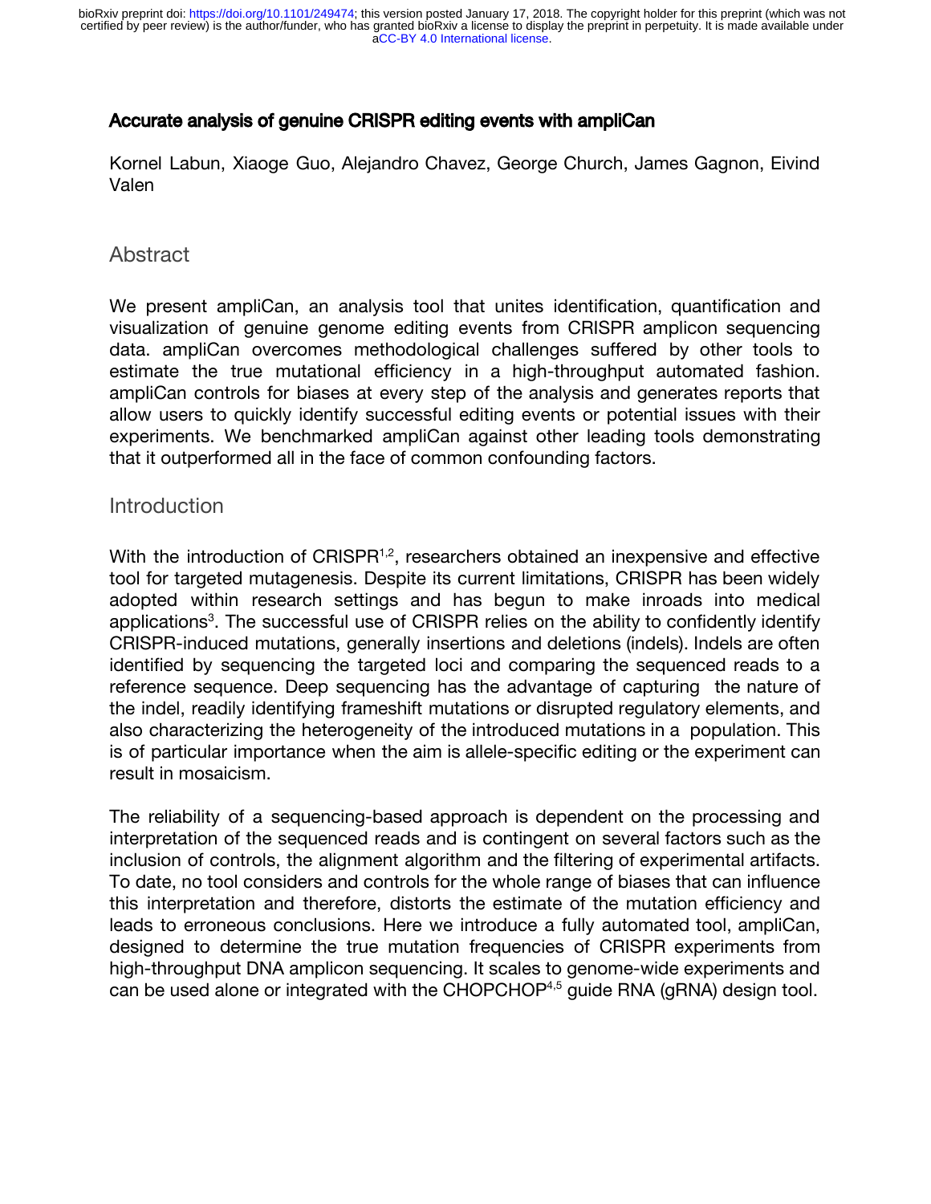# Accurate analysis of genuine CRISPR editing events with ampliCan

Kornel Labun, Xiaoge Guo, Alejandro Chavez, George Church, James Gagnon, Eivind Valen

## Abstract

We present ampliCan, an analysis tool that unites identification, quantification and visualization of genuine genome editing events from CRISPR amplicon sequencing data. ampliCan overcomes methodological challenges suffered by other tools to estimate the true mutational efficiency in a high-throughput automated fashion. ampliCan controls for biases at every step of the analysis and generates reports that allow users to quickly identify successful editing events or potential issues with their experiments. We benchmarked ampliCan against other leading tools demonstrating that it outperformed all in the face of common confounding factors.

## Introduction

With the introduction of CRISPR[1,2], researchers obtained an inexpensive and effective tool for targeted mutagenesis. Despite its current limitations, CRISPR has been widely adopted within research settings and has begun to make inroads into medical applications[3]. The successful use of CRISPR relies on the ability to confidently identify CRISPR-induced mutations, generally insertions and deletions (indels). Indels are often identified by sequencing the targeted loci and comparing the sequenced reads to a reference sequence. Deep sequencing has the advantage of capturing the nature of the indel, readily identifying frameshift mutations or disrupted regulatory elements, and also characterizing the heterogeneity of the introduced mutations in a population. This is of particular importance when the aim is allele-specific editing or the experiment can result in mosaicism.

The reliability of a sequencing-based approach is dependent on the processing and interpretation of the sequenced reads and is contingent on several factors such as the inclusion of controls, the alignment algorithm and the filtering of experimental artifacts. To date, no tool considers and controls for the whole range of biases that can influence this interpretation and therefore, distorts the estimate of the mutation efficiency and leads to erroneous conclusions. Here we introduce a fully automated tool, ampliCan, designed to determine the true mutation frequencies of CRISPR experiments from high-throughput DNA amplicon sequencing. It scales to genome-wide experiments and can be used alone or integrated with the CHOPCHOP[4,5] guide RNA (gRNA) design tool.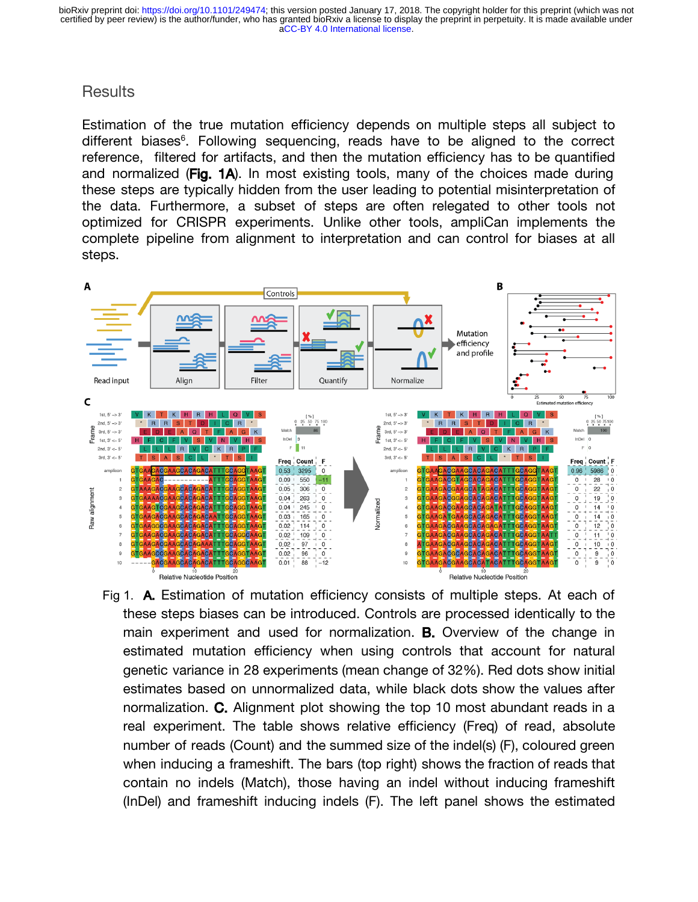## Results

Estimation of the true mutation efficiency depends on multiple steps all subject to different biases[6]. Following sequencing, reads have to be aligned to the correct reference, filtered for artifacts, and then the mutation efficiency has to be quantified and normalized (**Fig. 1A**). In most existing tools, many of the choices made during these steps are typically hidden from the user leading to potential misinterpretation of the data. Furthermore, a subset of steps are often relegated to other tools not optimized for CRISPR experiments. Unlike other tools, ampliCan implements the complete pipeline from alignment to interpretation and can control for biases at all steps.

Fig 1. **A.** Estimation of mutation efficiency consists of multiple steps. At each of these steps biases can be introduced. Controls are processed identically to the main experiment and used for normalization. **B.** Overview of the change in estimated mutation efficiency when using controls that account for natural genetic variance in 28 experiments (mean change of 32%). Red dots show initial estimates based on unnormalized data, while black dots show the values after normalization. **C.** Alignment plot showing the top 10 most abundant reads in a real experiment. The table shows relative efficiency (Freq) of read, absolute number of reads (Count) and the summed size of the indel(s) (F), coloured green when inducing a frameshift. The bars (top right) shows the fraction of reads that contain no indels (Match), those having an indel without inducing frameshift (InDel) and frameshift inducing indels (F). The left panel shows the estimated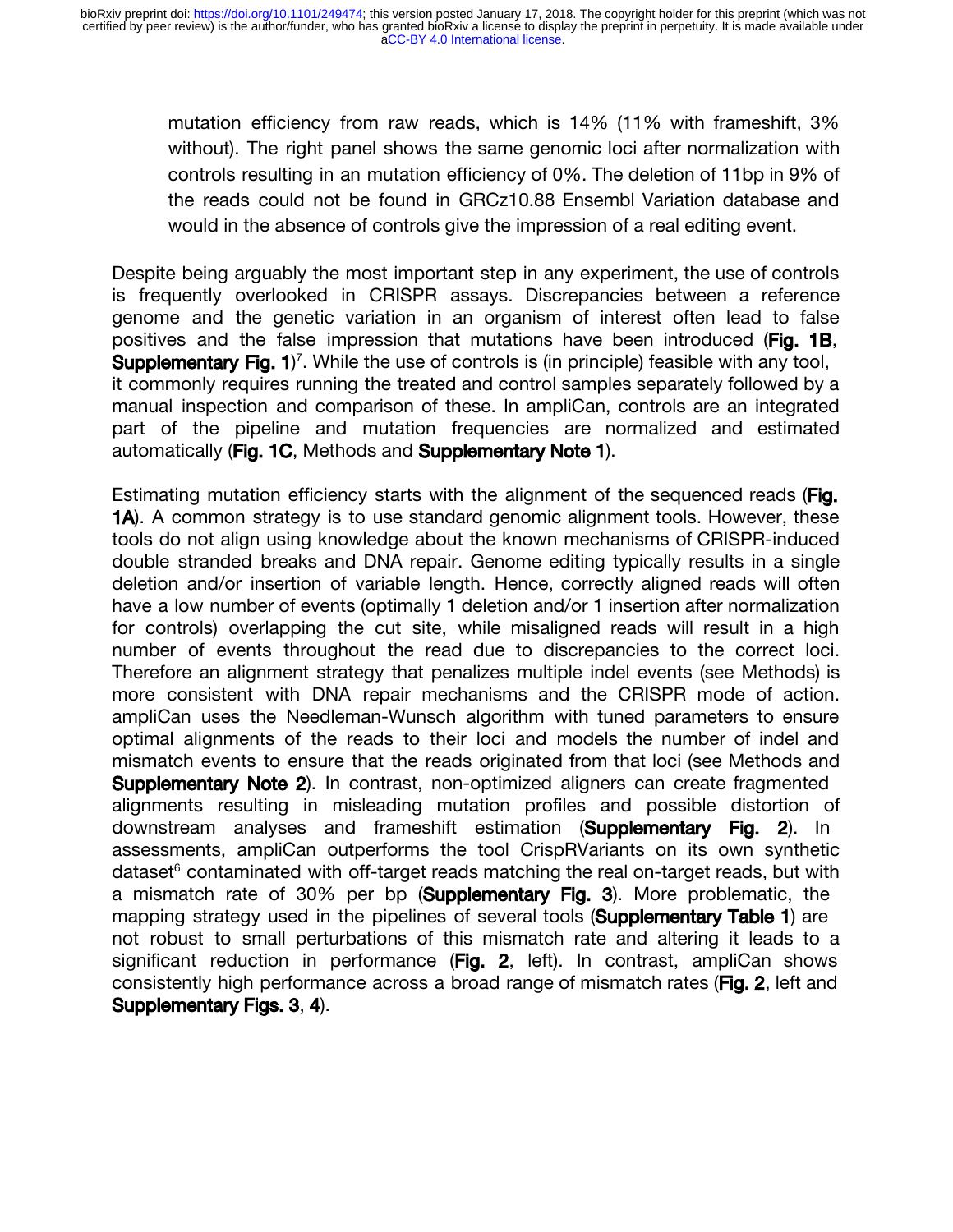mutation efficiency from raw reads, which is 14% (11% with frameshift, 3% without). The right panel shows the same genomic loci after normalization with controls resulting in an mutation efficiency of 0%. The deletion of 11bp in 9% of the reads could not be found in GRCz10.88 Ensembl Variation database and would in the absence of controls give the impression of a real editing event.

Despite being arguably the most important step in any experiment, the use of controls is frequently overlooked in CRISPR assays. Discrepancies between a reference genome and the genetic variation in an organism of interest often lead to false positives and the false impression that mutations have been introduced (**Fig. 1B**, **Supplementary Fig. 1**)[7]. While the use of controls is (in principle) feasible with any tool, it commonly requires running the treated and control samples separately followed by a manual inspection and comparison of these. In ampliCan, controls are an integrated part of the pipeline and mutation frequencies are normalized and estimated automatically (**Fig. 1C**, Methods and **Supplementary Note 1**).

Estimating mutation efficiency starts with the alignment of the sequenced reads (**Fig. 1A**). A common strategy is to use standard genomic alignment tools. However, these tools do not align using knowledge about the known mechanisms of CRISPR-induced double stranded breaks and DNA repair. Genome editing typically results in a single deletion and/or insertion of variable length. Hence, correctly aligned reads will often have a low number of events (optimally 1 deletion and/or 1 insertion after normalization for controls) overlapping the cut site, while misaligned reads will result in a high number of events throughout the read due to discrepancies to the correct loci. Therefore an alignment strategy that penalizes multiple indel events (see Methods) is more consistent with DNA repair mechanisms and the CRISPR mode of action. ampliCan uses the Needleman-Wunsch algorithm with tuned parameters to ensure optimal alignments of the reads to their loci and models the number of indel and mismatch events to ensure that the reads originated from that loci (see Methods and **Supplementary Note 2**). In contrast, non-optimized aligners can create fragmented alignments resulting in misleading mutation profiles and possible distortion of downstream analyses and frameshift estimation (**Supplementary Fig. 2**). In assessments, ampliCan outperforms the tool CrispRVariants on its own synthetic dataset[6] contaminated with off-target reads matching the real on-target reads, but with a mismatch rate of 30% per bp (**Supplementary Fig. 3**). More problematic, the mapping strategy used in the pipelines of several tools (**Supplementary Table 1**) are not robust to small perturbations of this mismatch rate and altering it leads to a significant reduction in performance (**Fig. 2**, left). In contrast, ampliCan shows consistently high performance across a broad range of mismatch rates (**Fig. 2**, left and **Supplementary Figs. 3**, **4**).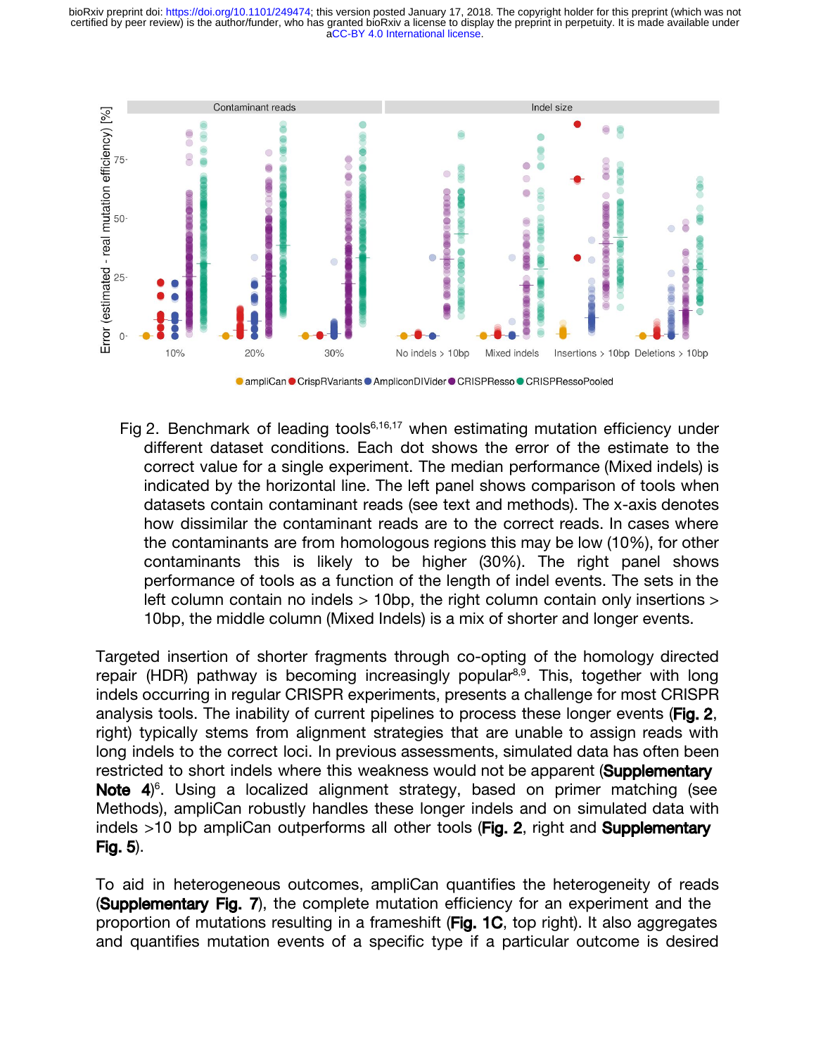Fig 2. Benchmark of leading tools[6,16,17] when estimating mutation efficiency under different dataset conditions. Each dot shows the error of the estimate to the correct value for a single experiment. The median performance (Mixed indels) is indicated by the horizontal line. The left panel shows comparison of tools when datasets contain contaminant reads (see text and methods). The x-axis denotes how dissimilar the contaminant reads are to the correct reads. In cases where the contaminants are from homologous regions this may be low (10%), for other contaminants this is likely to be higher (30%). The right panel shows performance of tools as a function of the length of indel events. The sets in the left column contain no indels > 10bp, the right column contain only insertions > 10bp, the middle column (Mixed Indels) is a mix of shorter and longer events.

Targeted insertion of shorter fragments through co-opting of the homology directed repair (HDR) pathway is becoming increasingly popular[8,9]. This, together with long indels occurring in regular CRISPR experiments, presents a challenge for most CRISPR analysis tools. The inability of current pipelines to process these longer events (**Fig. 2**, right) typically stems from alignment strategies that are unable to assign reads with long indels to the correct loci. In previous assessments, simulated data has often been restricted to short indels where this weakness would not be apparent (**Supplementary Note 4**)[6]. Using a localized alignment strategy, based on primer matching (see Methods), ampliCan robustly handles these longer indels and on simulated data with indels >10 bp ampliCan outperforms all other tools (**Fig. 2**, right and **Supplementary Fig. 5**).

To aid in heterogeneous outcomes, ampliCan quantifies the heterogeneity of reads (**Supplementary Fig. 7**), the complete mutation efficiency for an experiment and the proportion of mutations resulting in a frameshift (**Fig. 1C**, top right). It also aggregates and quantifies mutation events of a specific type if a particular outcome is desired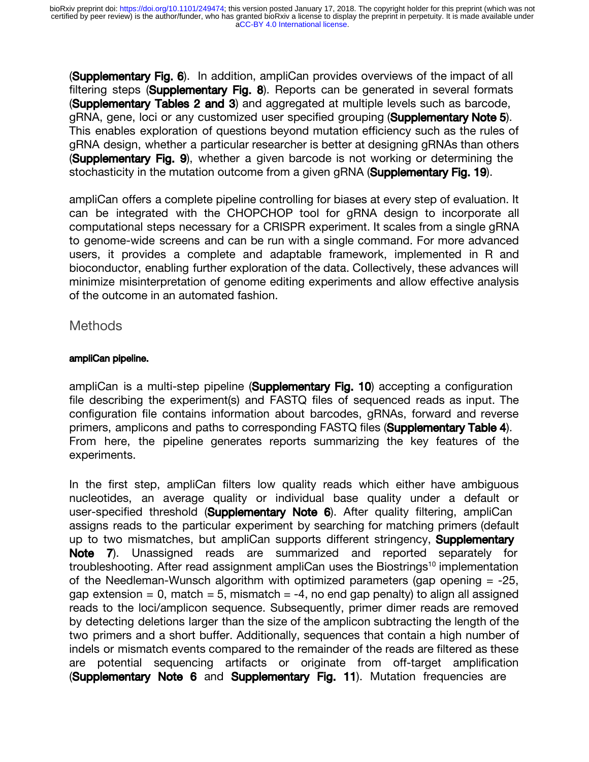(**Supplementary Fig. 6**). In addition, ampliCan provides overviews of the impact of all filtering steps (**Supplementary Fig. 8**). Reports can be generated in several formats (**Supplementary Tables 2 and 3**) and aggregated at multiple levels such as barcode, gRNA, gene, loci or any customized user specified grouping (**Supplementary Note 5**). This enables exploration of questions beyond mutation efficiency such as the rules of gRNA design, whether a particular researcher is better at designing gRNAs than others (**Supplementary Fig. 9**), whether a given barcode is not working or determining the stochasticity in the mutation outcome from a given gRNA (**Supplementary Fig. 19**).

ampliCan offers a complete pipeline controlling for biases at every step of evaluation. It can be integrated with the CHOPCHOP tool for gRNA design to incorporate all computational steps necessary for a CRISPR experiment. It scales from a single gRNA to genome-wide screens and can be run with a single command. For more advanced users, it provides a complete and adaptable framework, implemented in R and bioconductor, enabling further exploration of the data. Collectively, these advances will minimize misinterpretation of genome editing experiments and allow effective analysis of the outcome in an automated fashion.

## Methods

#### ampliCan pipeline.

ampliCan is a multi-step pipeline (**Supplementary Fig. 10**) accepting a configuration file describing the experiment(s) and FASTQ files of sequenced reads as input. The configuration file contains information about barcodes, gRNAs, forward and reverse primers, amplicons and paths to corresponding FASTQ files (**Supplementary Table 4**). From here, the pipeline generates reports summarizing the key features of the experiments.

In the first step, ampliCan filters low quality reads which either have ambiguous nucleotides, an average quality or individual base quality under a default or user-specified threshold (**Supplementary Note 6**). After quality filtering, ampliCan assigns reads to the particular experiment by searching for matching primers (default up to two mismatches, but ampliCan supports different stringency, **Supplementary Note 7**). Unassigned reads are summarized and reported separately for troubleshooting. After read assignment ampliCan uses the Biostrings[10] implementation of the Needleman-Wunsch algorithm with optimized parameters (gap opening = -25, gap extension = 0, match = 5, mismatch = -4, no end gap penalty) to align all assigned reads to the loci/amplicon sequence. Subsequently, primer dimer reads are removed by detecting deletions larger than the size of the amplicon subtracting the length of the two primers and a short buffer. Additionally, sequences that contain a high number of indels or mismatch events compared to the remainder of the reads are filtered as these are potential sequencing artifacts or originate from off-target amplification (**Supplementary Note 6** and **Supplementary Fig. 11**). Mutation frequencies are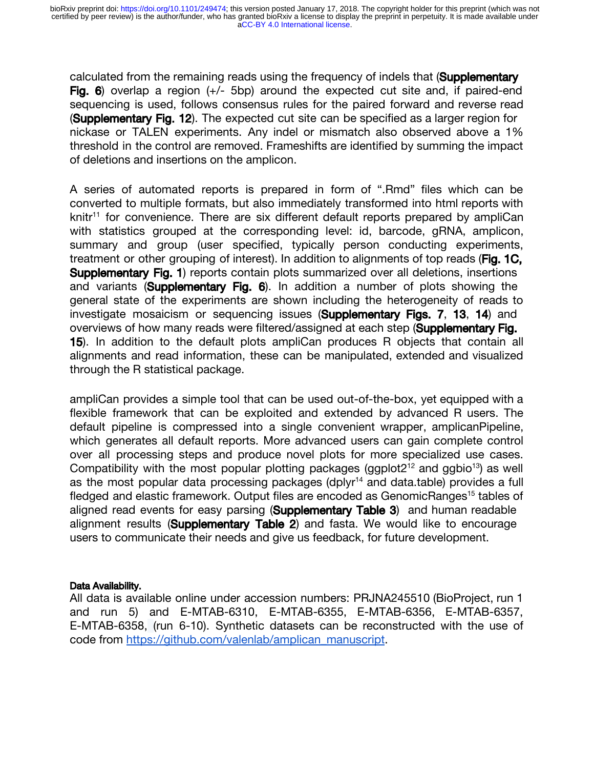calculated from the remaining reads using the frequency of indels that (**Supplementary Fig. 6**) overlap a region (+/- 5bp) around the expected cut site and, if paired-end sequencing is used, follows consensus rules for the paired forward and reverse read (**Supplementary Fig. 12**). The expected cut site can be specified as a larger region for nickase or TALEN experiments. Any indel or mismatch also observed above a 1% threshold in the control are removed. Frameshifts are identified by summing the impact of deletions and insertions on the amplicon.

A series of automated reports is prepared in form of ".Rmd" files which can be converted to multiple formats, but also immediately transformed into html reports with knitr[11] for convenience. There are six different default reports prepared by ampliCan with statistics grouped at the corresponding level: id, barcode, gRNA, amplicon, summary and group (user specified, typically person conducting experiments, treatment or other grouping of interest). In addition to alignments of top reads (**Fig. 1C, Supplementary Fig. 1**) reports contain plots summarized over all deletions, insertions and variants (**Supplementary Fig. 6**). In addition a number of plots showing the general state of the experiments are shown including the heterogeneity of reads to investigate mosaicism or sequencing issues (**Supplementary Figs. 7**, **13**, **14**) and overviews of how many reads were filtered/assigned at each step (**Supplementary Fig. 15**). In addition to the default plots ampliCan produces R objects that contain all alignments and read information, these can be manipulated, extended and visualized through the R statistical package.

ampliCan provides a simple tool that can be used out-of-the-box, yet equipped with a flexible framework that can be exploited and extended by advanced R users. The default pipeline is compressed into a single convenient wrapper, amplicanPipeline, which generates all default reports. More advanced users can gain complete control over all processing steps and produce novel plots for more specialized use cases. Compatibility with the most popular plotting packages (ggplot2[12] and ggbio[13]) as well as the most popular data processing packages (dplyr[14] and data.table) provides a full fledged and elastic framework. Output files are encoded as GenomicRanges[15] tables of aligned read events for easy parsing (**Supplementary Table 3**) and human readable alignment results (**Supplementary Table 2**) and fasta. We would like to encourage users to communicate their needs and give us feedback, for future development.

**Data Availability.**

All data is available online under accession numbers: PRJNA245510 (BioProject, run 1 and run 5) and E-MTAB-6310, E-MTAB-6355, E-MTAB-6356, E-MTAB-6357, E-MTAB-6358, (run 6-10). Synthetic datasets can be reconstructed with the use of code from https://github.com/valenlab/amplican_manuscript.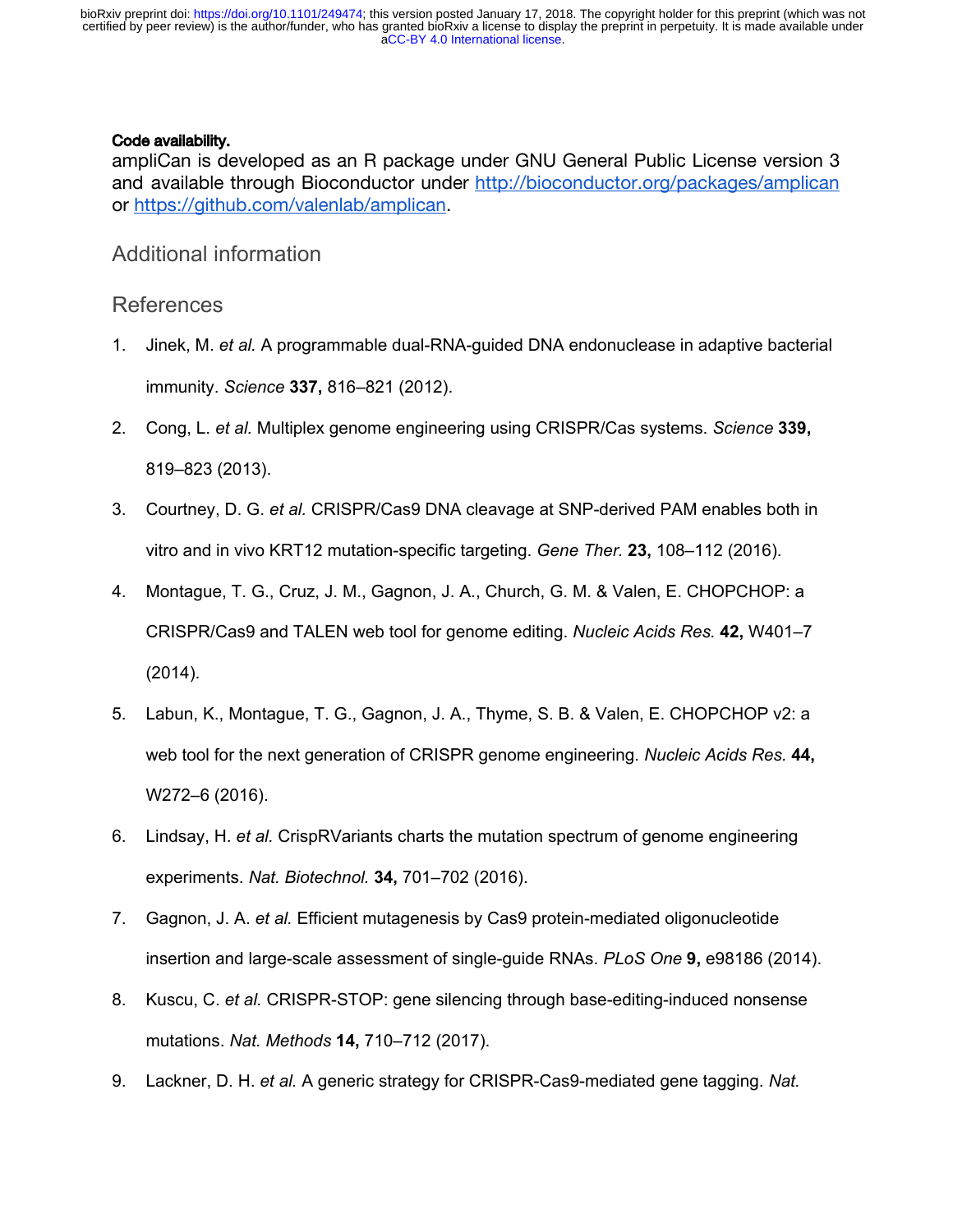**Code availability.**

ampliCan is developed as an R package under GNU General Public License version 3 and available through Bioconductor under http://bioconductor.org/packages/amplican or https://github.com/valenlab/amplican.

## Additional information

## References

1. Jinek, M. *et al.* A programmable dual-RNA-guided DNA endonuclease in adaptive bacterial immunity. *Science* **337,** 816–821 (2012).
2. Cong, L. *et al.* Multiplex genome engineering using CRISPR/Cas systems. *Science* **339,** 819–823 (2013).
3. Courtney, D. G. *et al.* CRISPR/Cas9 DNA cleavage at SNP-derived PAM enables both in vitro and in vivo KRT12 mutation-specific targeting. *Gene Ther.* **23,** 108–112 (2016).
4. Montague, T. G., Cruz, J. M., Gagnon, J. A., Church, G. M. & Valen, E. CHOPCHOP: a CRISPR/Cas9 and TALEN web tool for genome editing. *Nucleic Acids Res.* **42,** W401–7 (2014).
5. Labun, K., Montague, T. G., Gagnon, J. A., Thyme, S. B. & Valen, E. CHOPCHOP v2: a web tool for the next generation of CRISPR genome engineering. *Nucleic Acids Res.* **44,** W272–6 (2016).
6. Lindsay, H. *et al.* CrispRVariants charts the mutation spectrum of genome engineering experiments. *Nat. Biotechnol.* **34,** 701–702 (2016).
7. Gagnon, J. A. *et al.* Efficient mutagenesis by Cas9 protein-mediated oligonucleotide insertion and large-scale assessment of single-guide RNAs. *PLoS One* **9,** e98186 (2014).
8. Kuscu, C. *et al.* CRISPR-STOP: gene silencing through base-editing-induced nonsense mutations. *Nat. Methods* **14,** 710–712 (2017).
9. Lackner, D. H. *et al.* A generic strategy for CRISPR-Cas9-mediated gene tagging. *Nat.*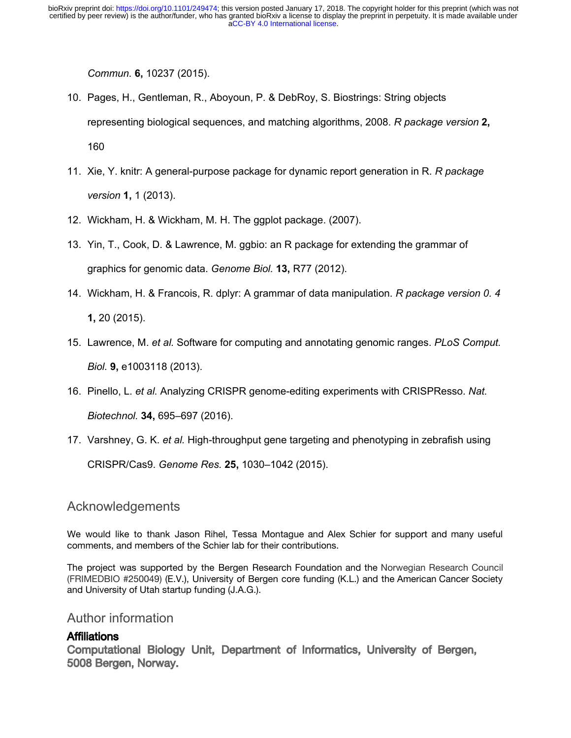*Commun.* **6,** 10237 (2015).

10. Pages, H., Gentleman, R., Aboyoun, P. & DebRoy, S. Biostrings: String objects representing biological sequences, and matching algorithms, 2008. *R package version* **2,** 160
11. Xie, Y. knitr: A general-purpose package for dynamic report generation in R. *R package version* **1,** 1 (2013).
12. Wickham, H. & Wickham, M. H. The ggplot package. (2007).
13. Yin, T., Cook, D. & Lawrence, M. ggbio: an R package for extending the grammar of graphics for genomic data. *Genome Biol.* **13,** R77 (2012).
14. Wickham, H. & Francois, R. dplyr: A grammar of data manipulation. *R package version 0. 4* **1,** 20 (2015).
15. Lawrence, M. *et al.* Software for computing and annotating genomic ranges. *PLoS Comput. Biol.* **9,** e1003118 (2013).
16. Pinello, L. *et al.* Analyzing CRISPR genome-editing experiments with CRISPResso. *Nat. Biotechnol.* **34,** 695–697 (2016).
17. Varshney, G. K. *et al.* High-throughput gene targeting and phenotyping in zebrafish using CRISPR/Cas9. *Genome Res.* **25,** 1030–1042 (2015).

## Acknowledgements

We would like to thank Jason Rihel, Tessa Montague and Alex Schier for support and many useful comments, and members of the Schier lab for their contributions.

The project was supported by the Bergen Research Foundation and the Norwegian Research Council (FRIMEDBIO #250049) (E.V.), University of Bergen core funding (K.L.) and the American Cancer Society and University of Utah startup funding (J.A.G.).

## Author information

### Affiliations

**Computational Biology Unit, Department of Informatics, University of Bergen, 5008 Bergen, Norway.**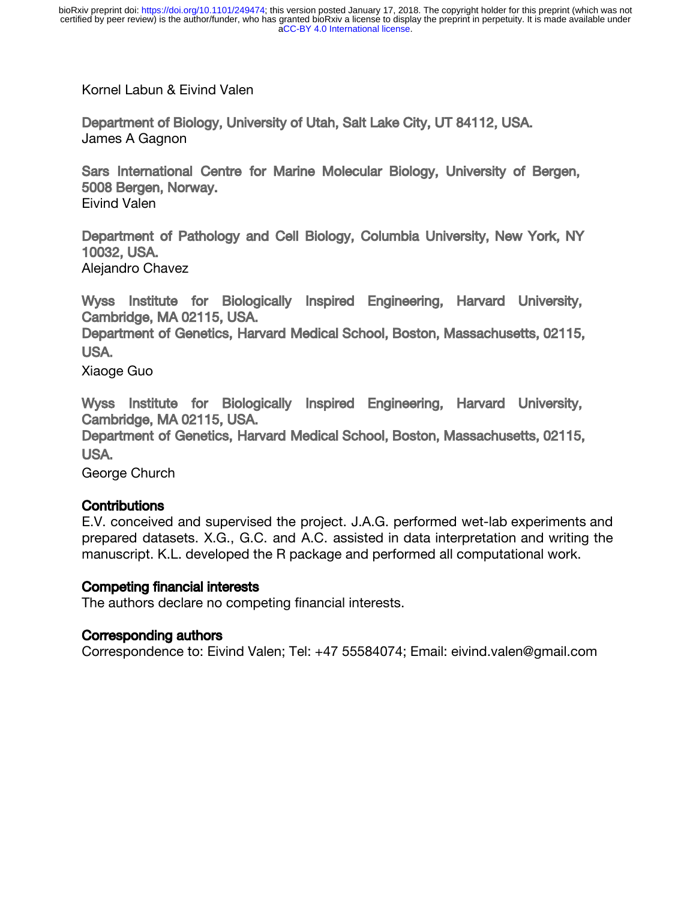Kornel Labun & Eivind Valen

**Department of Biology, University of Utah, Salt Lake City, UT 84112, USA.**
James A Gagnon

**Sars International Centre for Marine Molecular Biology, University of Bergen, 5008 Bergen, Norway.**
Eivind Valen

**Department of Pathology and Cell Biology, Columbia University, New York, NY 10032, USA.**
Alejandro Chavez

**Wyss Institute for Biologically Inspired Engineering, Harvard University, Cambridge, MA 02115, USA.**
**Department of Genetics, Harvard Medical School, Boston, Massachusetts, 02115, USA.**
Xiaoge Guo

**Wyss Institute for Biologically Inspired Engineering, Harvard University, Cambridge, MA 02115, USA.**
**Department of Genetics, Harvard Medical School, Boston, Massachusetts, 02115, USA.**
George Church

### Contributions

E.V. conceived and supervised the project. J.A.G. performed wet-lab experiments and prepared datasets. X.G., G.C. and A.C. assisted in data interpretation and writing the manuscript. K.L. developed the R package and performed all computational work.

### Competing financial interests

The authors declare no competing financial interests.

### Corresponding authors

Correspondence to: Eivind Valen; Tel: +47 55584074; Email: eivind.valen@gmail.com